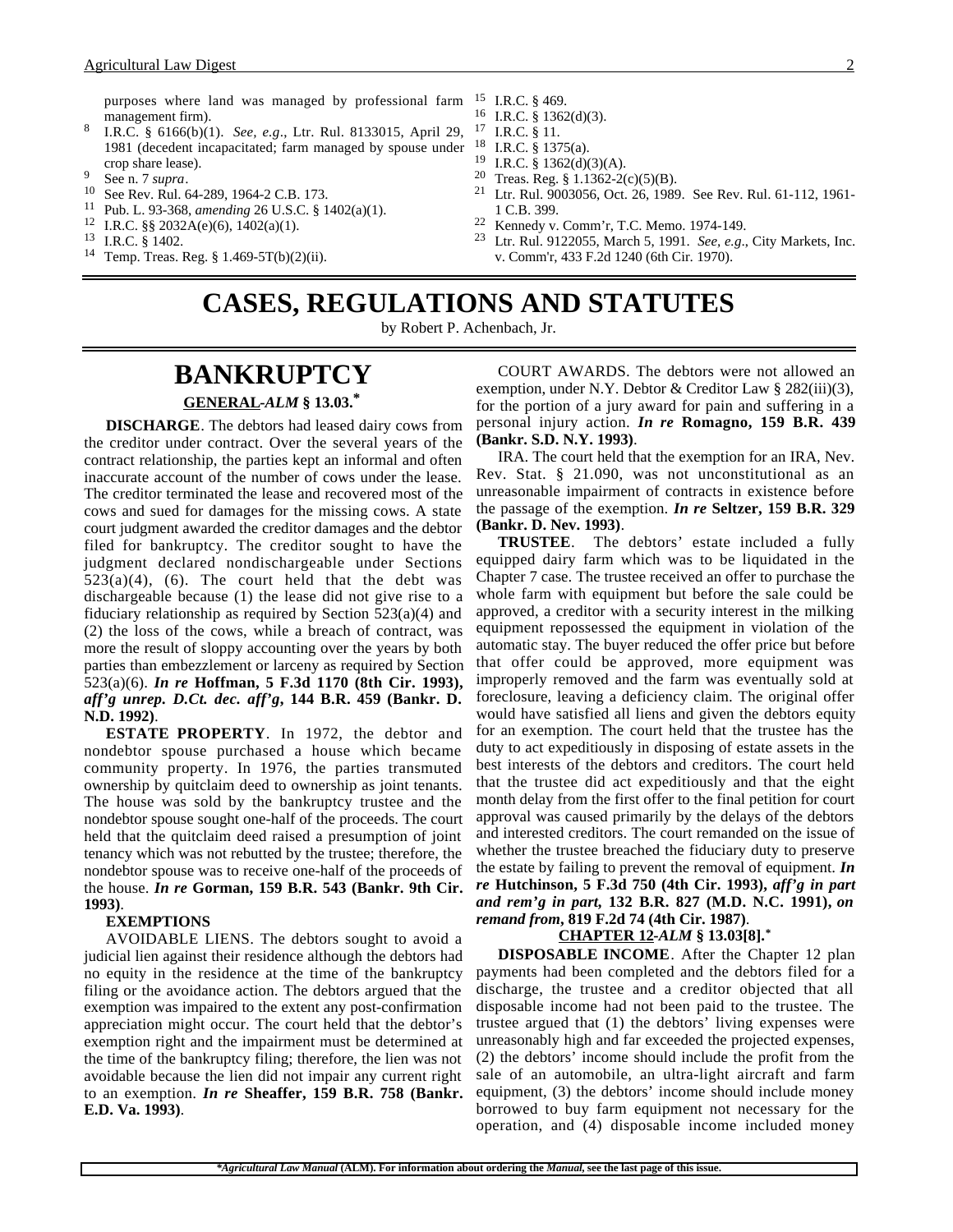purposes where land was managed by professional farm management firm).

8 I.R.C. § 6166(b)(1). *See, e.g.*, Ltr. Rul. 8133015, April 29, 1981 (decedent incapacitated; farm managed by spouse under crop share lease).

9 See n. 7 *supra*.

10 See Rev. Rul. 64-289, 1964-2 C.B. 173.

11 Pub. L. 93-368, *amending* 26 U.S.C. § 1402(a)(1).

12 I.R.C. §§ 2032A(e)(6), 1402(a)(1).

13 I.R.C. § 1402.

14 Temp. Treas. Reg. § 1.469-5T(b)(2)(ii).

15 I.R.C. § 469.

16 I.R.C. § 1362(d)(3).

17 I.R.C. § 11.

18 I.R.C. § 1375(a).

19 I.R.C. § 1362(d)(3)(A).

20 Treas. Reg. § 1.1362-2(c)(5)(B).

21 Ltr. Rul. 9003056, Oct. 26, 1989. See Rev. Rul. 61-112, 1961-1 C.B. 399.

22 Kennedy v. Comm'r, T.C. Memo. 1974-149.

23 Ltr. Rul. 9122055, March 5, 1991. *See, e.g.*, City Markets, Inc. v. Comm'r, 433 F.2d 1240 (6th Cir. 1970).

# CASES, REGULATIONS AND STATUTES

by Robert P. Achenbach, Jr.

## BANKRUPTCY

### GENERAL -*ALM* § 13.03.*

**DISCHARGE**. The debtors had leased dairy cows from the creditor under contract. Over the several years of the contract relationship, the parties kept an informal and often inaccurate account of the number of cows under the lease. The creditor terminated the lease and recovered most of the cows and sued for damages for the missing cows. A state court judgment awarded the creditor damages and the debtor filed for bankruptcy. The creditor sought to have the judgment declared nondischargeable under Sections 523(a)(4), (6). The court held that the debt was dischargeable because (1) the lease did not give rise to a fiduciary relationship as required by Section 523(a)(4) and (2) the loss of the cows, while a breach of contract, was more the result of sloppy accounting over the years by both parties than embezzlement or larceny as required by Section 523(a)(6). ***In re* Hoffman, 5 F.3d 1170 (8th Cir. 1993), *aff'g unrep. D.Ct. dec. aff'g*, 144 B.R. 459 (Bankr. D. N.D. 1992)**.

**ESTATE PROPERTY**. In 1972, the debtor and nondebtor spouse purchased a house which became community property. In 1976, the parties transmuted ownership by quitclaim deed to ownership as joint tenants. The house was sold by the bankruptcy trustee and the nondebtor spouse sought one-half of the proceeds. The court held that the quitclaim deed raised a presumption of joint tenancy which was not rebutted by the trustee; therefore, the nondebtor spouse was to receive one-half of the proceeds of the house. ***In re* Gorman, 159 B.R. 543 (Bankr. 9th Cir. 1993)**.

**EXEMPTIONS**

AVOIDABLE LIENS. The debtors sought to avoid a judicial lien against their residence although the debtors had no equity in the residence at the time of the bankruptcy filing or the avoidance action. The debtors argued that the exemption was impaired to the extent any post-confirmation appreciation might occur. The court held that the debtor's exemption right and the impairment must be determined at the time of the bankruptcy filing; therefore, the lien was not avoidable because the lien did not impair any current right to an exemption. ***In re* Sheaffer, 159 B.R. 758 (Bankr. E.D. Va. 1993)**.

COURT AWARDS. The debtors were not allowed an exemption, under N.Y. Debtor & Creditor Law § 282(iii)(3), for the portion of a jury award for pain and suffering in a personal injury action. ***In re* Romagno, 159 B.R. 439 (Bankr. S.D. N.Y. 1993)**.

IRA. The court held that the exemption for an IRA, Nev. Rev. Stat. § 21.090, was not unconstitutional as an unreasonable impairment of contracts in existence before the passage of the exemption. ***In re* Seltzer, 159 B.R. 329 (Bankr. D. Nev. 1993)**.

**TRUSTEE**. The debtors' estate included a fully equipped dairy farm which was to be liquidated in the Chapter 7 case. The trustee received an offer to purchase the whole farm with equipment but before the sale could be approved, a creditor with a security interest in the milking equipment repossessed the equipment in violation of the automatic stay. The buyer reduced the offer price but before that offer could be approved, more equipment was improperly removed and the farm was eventually sold at foreclosure, leaving a deficiency claim. The original offer would have satisfied all liens and given the debtors equity for an exemption. The court held that the trustee has the duty to act expeditiously in disposing of estate assets in the best interests of the debtors and creditors. The court held that the trustee did act expeditiously and that the eight month delay from the first offer to the final petition for court approval was caused primarily by the delays of the debtors and interested creditors. The court remanded on the issue of whether the trustee breached the fiduciary duty to preserve the estate by failing to prevent the removal of equipment. ***In re* Hutchinson, 5 F.3d 750 (4th Cir. 1993), *aff'g in part and rem'g in part*, 132 B.R. 827 (M.D. N.C. 1991), *on remand from*, 819 F.2d 74 (4th Cir. 1987)**.

### CHAPTER 12 -*ALM* § 13.03[8].*

**DISPOSABLE INCOME**. After the Chapter 12 plan payments had been completed and the debtors filed for a discharge, the trustee and a creditor objected that all disposable income had not been paid to the trustee. The trustee argued that (1) the debtors' living expenses were unreasonably high and far exceeded the projected expenses, (2) the debtors' income should include the profit from the sale of an automobile, an ultra-light aircraft and farm equipment, (3) the debtors' income should include money borrowed to buy farm equipment not necessary for the operation, and (4) disposable income included money

**Agricultural Law Manual* (ALM). For information about ordering the *Manual*, see the last page of this issue.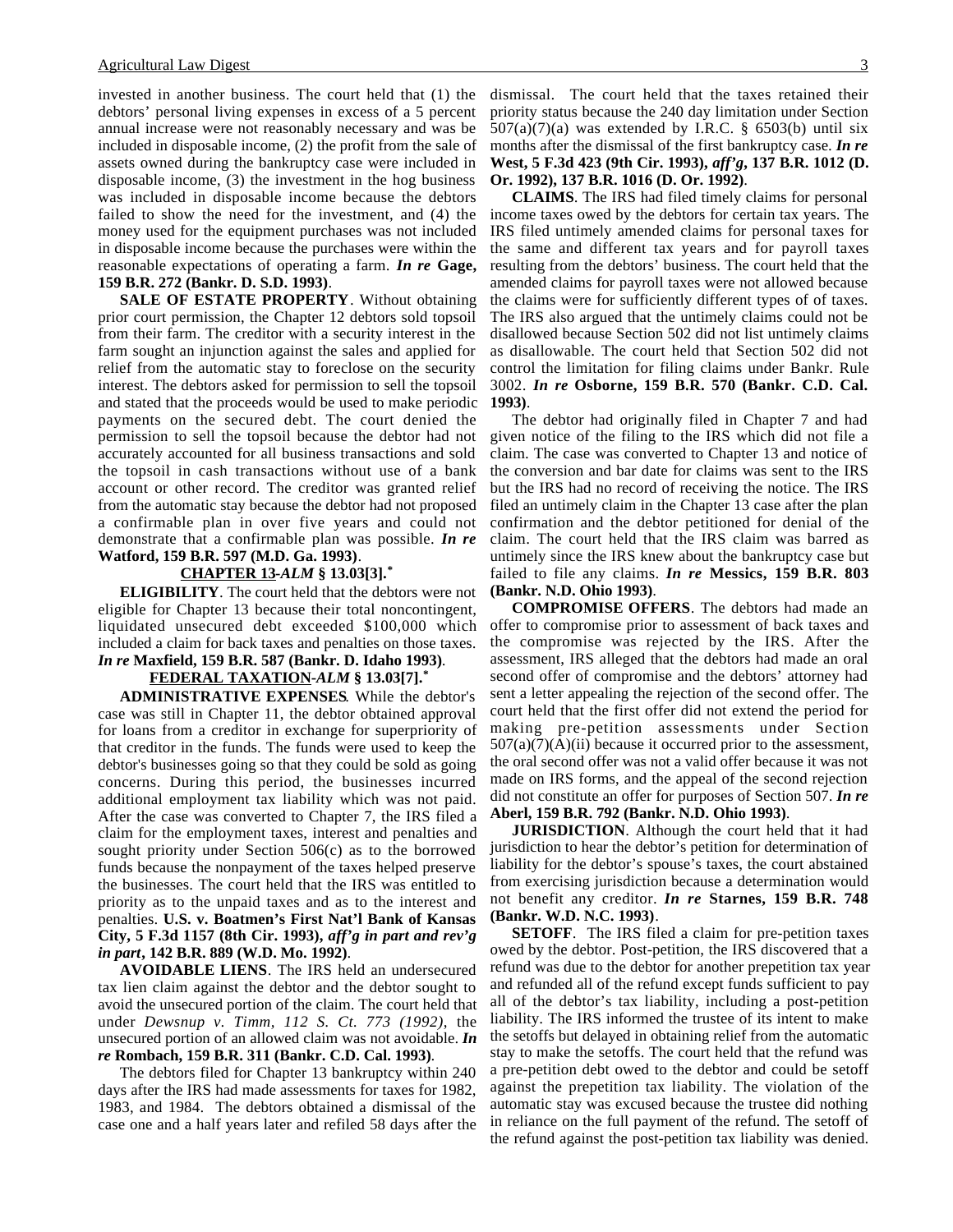invested in another business. The court held that (1) the debtors' personal living expenses in excess of a 5 percent annual increase were not reasonably necessary and was be included in disposable income, (2) the profit from the sale of assets owned during the bankruptcy case were included in disposable income, (3) the investment in the hog business was included in disposable income because the debtors failed to show the need for the investment, and (4) the money used for the equipment purchases was not included in disposable income because the purchases were within the reasonable expectations of operating a farm. ***In re*** **Gage, 159 B.R. 272 (Bankr. D. S.D. 1993)**.

**SALE OF ESTATE PROPERTY**. Without obtaining prior court permission, the Chapter 12 debtors sold topsoil from their farm. The creditor with a security interest in the farm sought an injunction against the sales and applied for relief from the automatic stay to foreclose on the security interest. The debtors asked for permission to sell the topsoil and stated that the proceeds would be used to make periodic payments on the secured debt. The court denied the permission to sell the topsoil because the debtor had not accurately accounted for all business transactions and sold the topsoil in cash transactions without use of a bank account or other record. The creditor was granted relief from the automatic stay because the debtor had not proposed a confirmable plan in over five years and could not demonstrate that a confirmable plan was possible. ***In re*** **Watford, 159 B.R. 597 (M.D. Ga. 1993)**.

## CHAPTER 13-*ALM* § 13.03[3].*

**ELIGIBILITY**. The court held that the debtors were not eligible for Chapter 13 because their total noncontingent, liquidated unsecured debt exceeded $100,000 which included a claim for back taxes and penalties on those taxes. ***In re*** **Maxfield, 159 B.R. 587 (Bankr. D. Idaho 1993)**.

## FEDERAL TAXATION-*ALM* § 13.03[7].*

**ADMINISTRATIVE EXPENSES**. While the debtor's case was still in Chapter 11, the debtor obtained approval for loans from a creditor in exchange for superpriority of that creditor in the funds. The funds were used to keep the debtor's businesses going so that they could be sold as going concerns. During this period, the businesses incurred additional employment tax liability which was not paid. After the case was converted to Chapter 7, the IRS filed a claim for the employment taxes, interest and penalties and sought priority under Section 506(c) as to the borrowed funds because the nonpayment of the taxes helped preserve the businesses. The court held that the IRS was entitled to priority as to the unpaid taxes and as to the interest and penalties. **U.S. v. Boatmen's First Nat'l Bank of Kansas City, 5 F.3d 1157 (8th Cir. 1993), *aff'g in part and rev'g in part*, 142 B.R. 889 (W.D. Mo. 1992)**.

**AVOIDABLE LIENS**. The IRS held an undersecured tax lien claim against the debtor and the debtor sought to avoid the unsecured portion of the claim. The court held that under *Dewsnup v. Timm, 112 S. Ct. 773 (1992)*, the unsecured portion of an allowed claim was not avoidable. ***In re*** **Rombach, 159 B.R. 311 (Bankr. C.D. Cal. 1993)**.

The debtors filed for Chapter 13 bankruptcy within 240 days after the IRS had made assessments for taxes for 1982, 1983, and 1984. The debtors obtained a dismissal of the case one and a half years later and refiled 58 days after the dismissal. The court held that the taxes retained their priority status because the 240 day limitation under Section 507(a)(7)(a) was extended by I.R.C. § 6503(b) until six months after the dismissal of the first bankruptcy case. ***In re*** **West, 5 F.3d 423 (9th Cir. 1993), *aff'g*, 137 B.R. 1012 (D. Or. 1992), 137 B.R. 1016 (D. Or. 1992)**.

**CLAIMS**. The IRS had filed timely claims for personal income taxes owed by the debtors for certain tax years. The IRS filed untimely amended claims for personal taxes for the same and different tax years and for payroll taxes resulting from the debtors' business. The court held that the amended claims for payroll taxes were not allowed because the claims were for sufficiently different types of of taxes. The IRS also argued that the untimely claims could not be disallowed because Section 502 did not list untimely claims as disallowable. The court held that Section 502 did not control the limitation for filing claims under Bankr. Rule 3002. ***In re*** **Osborne, 159 B.R. 570 (Bankr. C.D. Cal. 1993)**.

The debtor had originally filed in Chapter 7 and had given notice of the filing to the IRS which did not file a claim. The case was converted to Chapter 13 and notice of the conversion and bar date for claims was sent to the IRS but the IRS had no record of receiving the notice. The IRS filed an untimely claim in the Chapter 13 case after the plan confirmation and the debtor petitioned for denial of the claim. The court held that the IRS claim was barred as untimely since the IRS knew about the bankruptcy case but failed to file any claims. ***In re*** **Messics, 159 B.R. 803 (Bankr. N.D. Ohio 1993)**.

**COMPROMISE OFFERS**. The debtors had made an offer to compromise prior to assessment of back taxes and the compromise was rejected by the IRS. After the assessment, IRS alleged that the debtors had made an oral second offer of compromise and the debtors' attorney had sent a letter appealing the rejection of the second offer. The court held that the first offer did not extend the period for making pre-petition assessments under Section 507(a)(7)(A)(ii) because it occurred prior to the assessment, the oral second offer was not a valid offer because it was not made on IRS forms, and the appeal of the second rejection did not constitute an offer for purposes of Section 507. ***In re*** **Aberl, 159 B.R. 792 (Bankr. N.D. Ohio 1993)**.

**JURISDICTION**. Although the court held that it had jurisdiction to hear the debtor's petition for determination of liability for the debtor's spouse's taxes, the court abstained from exercising jurisdiction because a determination would not benefit any creditor. ***In re*** **Starnes, 159 B.R. 748 (Bankr. W.D. N.C. 1993)**.

**SETOFF**. The IRS filed a claim for pre-petition taxes owed by the debtor. Post-petition, the IRS discovered that a refund was due to the debtor for another prepetition tax year and refunded all of the refund except funds sufficient to pay all of the debtor's tax liability, including a post-petition liability. The IRS informed the trustee of its intent to make the setoffs but delayed in obtaining relief from the automatic stay to make the setoffs. The court held that the refund was a pre-petition debt owed to the debtor and could be setoff against the prepetition tax liability. The violation of the automatic stay was excused because the trustee did nothing in reliance on the full payment of the refund. The setoff of the refund against the post-petition tax liability was denied.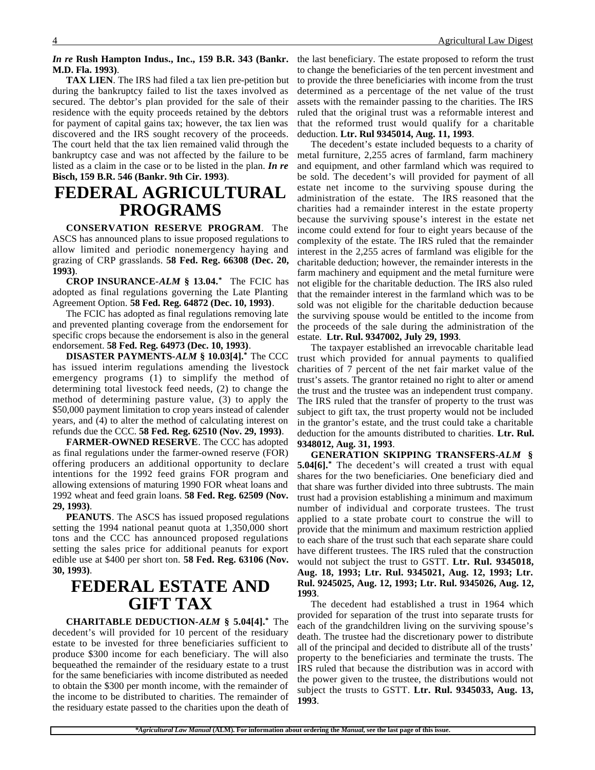*In re* **Rush Hampton Indus., Inc., 159 B.R. 343 (Bankr. M.D. Fla. 1993)**.

**TAX LIEN**. The IRS had filed a tax lien pre-petition but during the bankruptcy failed to list the taxes involved as secured. The debtor's plan provided for the sale of their residence with the equity proceeds retained by the debtors for payment of capital gains tax; however, the tax lien was discovered and the IRS sought recovery of the proceeds. The court held that the tax lien remained valid through the bankruptcy case and was not affected by the failure to be listed as a claim in the case or to be listed in the plan. ***In re* Bisch, 159 B.R. 546 (Bankr. 9th Cir. 1993)**.

# FEDERAL AGRICULTURAL PROGRAMS

**CONSERVATION RESERVE PROGRAM**. The ASCS has announced plans to issue proposed regulations to allow limited and periodic nonemergency haying and grazing of CRP grasslands. **58 Fed. Reg. 66308 (Dec. 20, 1993)**.

**CROP INSURANCE-*ALM* § 13.04.*** The FCIC has adopted as final regulations governing the Late Planting Agreement Option. **58 Fed. Reg. 64872 (Dec. 10, 1993)**.

The FCIC has adopted as final regulations removing late and prevented planting coverage from the endorsement for specific crops because the endorsement is also in the general endorsement. **58 Fed. Reg. 64973 (Dec. 10, 1993)**.

**DISASTER PAYMENTS-*ALM* § 10.03[4].*** The CCC has issued interim regulations amending the livestock emergency programs (1) to simplify the method of determining total livestock feed needs, (2) to change the method of determining pasture value, (3) to apply the $50,000 payment limitation to crop years instead of calender years, and (4) to alter the method of calculating interest on refunds due the CCC. **58 Fed. Reg. 62510 (Nov. 29, 1993)**.

**FARMER-OWNED RESERVE**. The CCC has adopted as final regulations under the farmer-owned reserve (FOR) offering producers an additional opportunity to declare intentions for the 1992 feed grains FOR program and allowing extensions of maturing 1990 FOR wheat loans and 1992 wheat and feed grain loans. **58 Fed. Reg. 62509 (Nov. 29, 1993)**.

**PEANUTS**. The ASCS has issued proposed regulations setting the 1994 national peanut quota at 1,350,000 short tons and the CCC has announced proposed regulations setting the sales price for additional peanuts for export edible use at $400 per short ton. **58 Fed. Reg. 63106 (Nov. 30, 1993)**.

# FEDERAL ESTATE AND GIFT TAX

**CHARITABLE DEDUCTION-*ALM* § 5.04[4].*** The decedent's will provided for 10 percent of the residuary estate to be invested for three beneficiaries sufficient to produce $300 income for each beneficiary. The will also bequeathed the remainder of the residuary estate to a trust for the same beneficiaries with income distributed as needed to obtain the $300 per month income, with the remainder of the income to be distributed to charities. The remainder of the residuary estate passed to the charities upon the death of the last beneficiary. The estate proposed to reform the trust to change the beneficiaries of the ten percent investment and to provide the three beneficiaries with income from the trust determined as a percentage of the net value of the trust assets with the remainder passing to the charities. The IRS ruled that the original trust was a reformable interest and that the reformed trust would qualify for a charitable deduction. **Ltr. Rul 9345014, Aug. 11, 1993**.

The decedent's estate included bequests to a charity of metal furniture, 2,255 acres of farmland, farm machinery and equipment, and other farmland which was required to be sold. The decedent's will provided for payment of all estate net income to the surviving spouse during the administration of the estate. The IRS reasoned that the charities had a remainder interest in the estate property because the surviving spouse's interest in the estate net income could extend for four to eight years because of the complexity of the estate. The IRS ruled that the remainder interest in the 2,255 acres of farmland was eligible for the charitable deduction; however, the remainder interests in the farm machinery and equipment and the metal furniture were not eligible for the charitable deduction. The IRS also ruled that the remainder interest in the farmland which was to be sold was not eligible for the charitable deduction because the surviving spouse would be entitled to the income from the proceeds of the sale during the administration of the estate. **Ltr. Rul. 9347002, July 29, 1993**.

The taxpayer established an irrevocable charitable lead trust which provided for annual payments to qualified charities of 7 percent of the net fair market value of the trust's assets. The grantor retained no right to alter or amend the trust and the trustee was an independent trust company. The IRS ruled that the transfer of property to the trust was subject to gift tax, the trust property would not be included in the grantor's estate, and the trust could take a charitable deduction for the amounts distributed to charities. **Ltr. Rul. 9348012, Aug. 31, 1993**.

**GENERATION SKIPPING TRANSFERS-*ALM* § 5.04[6].*** The decedent's will created a trust with equal shares for the two beneficiaries. One beneficiary died and that share was further divided into three subtrusts. The main trust had a provision establishing a minimum and maximum number of individual and corporate trustees. The trust applied to a state probate court to construe the will to provide that the minimum and maximum restriction applied to each share of the trust such that each separate share could have different trustees. The IRS ruled that the construction would not subject the trust to GSTT. **Ltr. Rul. 9345018, Aug. 18, 1993; Ltr. Rul. 9345021, Aug. 12, 1993; Ltr. Rul. 9245025, Aug. 12, 1993; Ltr. Rul. 9345026, Aug. 12, 1993**.

The decedent had established a trust in 1964 which provided for separation of the trust into separate trusts for each of the grandchildren living on the surviving spouse's death. The trustee had the discretionary power to distribute all of the principal and decided to distribute all of the trusts' property to the beneficiaries and terminate the trusts. The IRS ruled that because the distribution was in accord with the power given to the trustee, the distributions would not subject the trusts to GSTT. **Ltr. Rul. 9345033, Aug. 13, 1993**.

**Agricultural Law Manual* (ALM). For information about ordering the *Manual*, see the last page of this issue.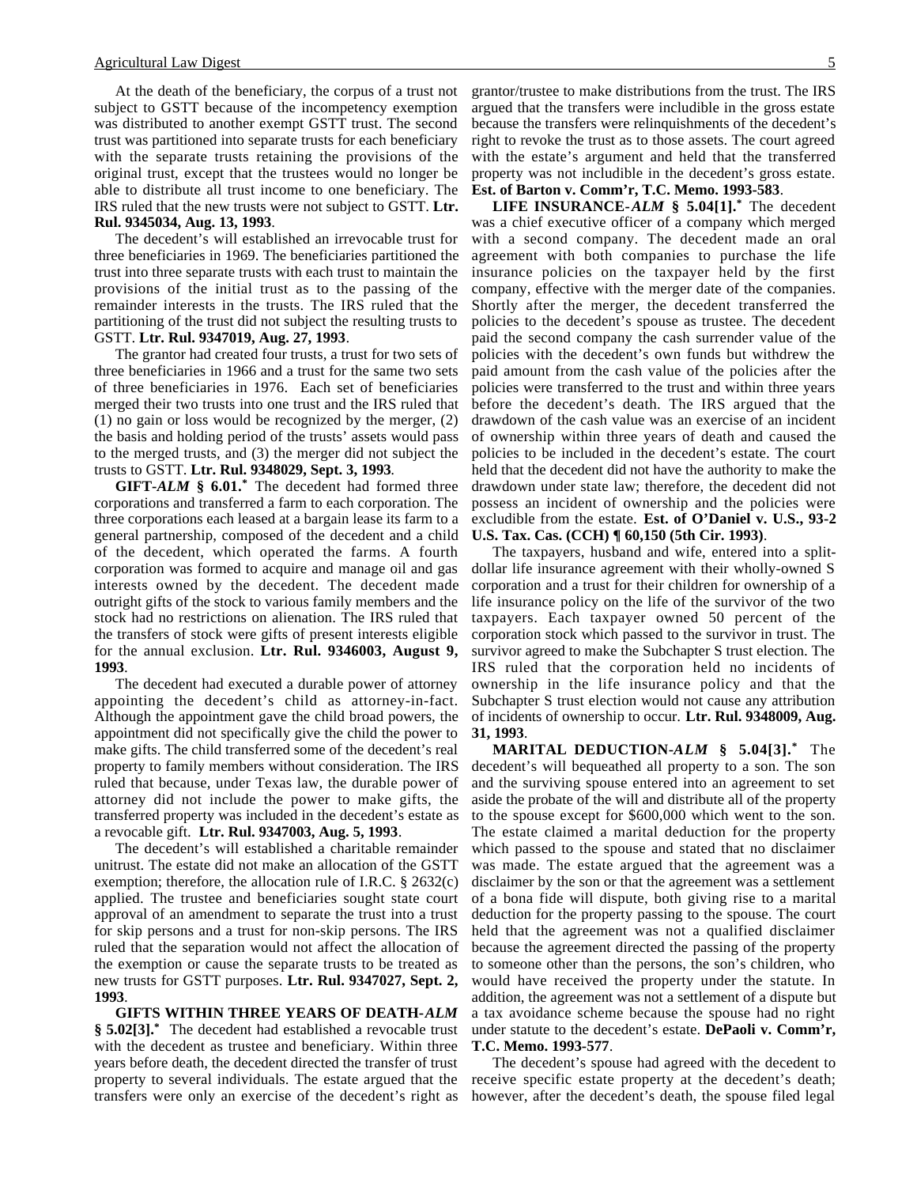At the death of the beneficiary, the corpus of a trust not subject to GSTT because of the incompetency exemption was distributed to another exempt GSTT trust. The second trust was partitioned into separate trusts for each beneficiary with the separate trusts retaining the provisions of the original trust, except that the trustees would no longer be able to distribute all trust income to one beneficiary. The IRS ruled that the new trusts were not subject to GSTT. **Ltr. Rul. 9345034, Aug. 13, 1993**.

The decedent's will established an irrevocable trust for three beneficiaries in 1969. The beneficiaries partitioned the trust into three separate trusts with each trust to maintain the provisions of the initial trust as to the passing of the remainder interests in the trusts. The IRS ruled that the partitioning of the trust did not subject the resulting trusts to GSTT. **Ltr. Rul. 9347019, Aug. 27, 1993**.

The grantor had created four trusts, a trust for two sets of three beneficiaries in 1966 and a trust for the same two sets of three beneficiaries in 1976. Each set of beneficiaries merged their two trusts into one trust and the IRS ruled that (1) no gain or loss would be recognized by the merger, (2) the basis and holding period of the trusts' assets would pass to the merged trusts, and (3) the merger did not subject the trusts to GSTT. **Ltr. Rul. 9348029, Sept. 3, 1993**.

**GIFT-*ALM* § 6.01.*** The decedent had formed three corporations and transferred a farm to each corporation. The three corporations each leased at a bargain lease its farm to a general partnership, composed of the decedent and a child of the decedent, which operated the farms. A fourth corporation was formed to acquire and manage oil and gas interests owned by the decedent. The decedent made outright gifts of the stock to various family members and the stock had no restrictions on alienation. The IRS ruled that the transfers of stock were gifts of present interests eligible for the annual exclusion. **Ltr. Rul. 9346003, August 9, 1993**.

The decedent had executed a durable power of attorney appointing the decedent's child as attorney-in-fact. Although the appointment gave the child broad powers, the appointment did not specifically give the child the power to make gifts. The child transferred some of the decedent's real property to family members without consideration. The IRS ruled that because, under Texas law, the durable power of attorney did not include the power to make gifts, the transferred property was included in the decedent's estate as a revocable gift. **Ltr. Rul. 9347003, Aug. 5, 1993**.

The decedent's will established a charitable remainder unitrust. The estate did not make an allocation of the GSTT exemption; therefore, the allocation rule of I.R.C. § 2632(c) applied. The trustee and beneficiaries sought state court approval of an amendment to separate the trust into a trust for skip persons and a trust for non-skip persons. The IRS ruled that the separation would not affect the allocation of the exemption or cause the separate trusts to be treated as new trusts for GSTT purposes. **Ltr. Rul. 9347027, Sept. 2, 1993**.

**GIFTS WITHIN THREE YEARS OF DEATH-*ALM* § 5.02[3].*** The decedent had established a revocable trust with the decedent as trustee and beneficiary. Within three years before death, the decedent directed the transfer of trust property to several individuals. The estate argued that the transfers were only an exercise of the decedent's right as grantor/trustee to make distributions from the trust. The IRS argued that the transfers were includible in the gross estate because the transfers were relinquishments of the decedent's right to revoke the trust as to those assets. The court agreed with the estate's argument and held that the transferred property was not includible in the decedent's gross estate. **Est. of Barton v. Comm'r, T.C. Memo. 1993-583**.

**LIFE INSURANCE-*ALM* § 5.04[1].*** The decedent was a chief executive officer of a company which merged with a second company. The decedent made an oral agreement with both companies to purchase the life insurance policies on the taxpayer held by the first company, effective with the merger date of the companies. Shortly after the merger, the decedent transferred the policies to the decedent's spouse as trustee. The decedent paid the second company the cash surrender value of the policies with the decedent's own funds but withdrew the paid amount from the cash value of the policies after the policies were transferred to the trust and within three years before the decedent's death. The IRS argued that the drawdown of the cash value was an exercise of an incident of ownership within three years of death and caused the policies to be included in the decedent's estate. The court held that the decedent did not have the authority to make the drawdown under state law; therefore, the decedent did not possess an incident of ownership and the policies were excludible from the estate. **Est. of O'Daniel v. U.S., 93-2 U.S. Tax. Cas. (CCH) ¶ 60,150 (5th Cir. 1993)**.

The taxpayers, husband and wife, entered into a split-dollar life insurance agreement with their wholly-owned S corporation and a trust for their children for ownership of a life insurance policy on the life of the survivor of the two taxpayers. Each taxpayer owned 50 percent of the corporation stock which passed to the survivor in trust. The survivor agreed to make the Subchapter S trust election. The IRS ruled that the corporation held no incidents of ownership in the life insurance policy and that the Subchapter S trust election would not cause any attribution of incidents of ownership to occur. **Ltr. Rul. 9348009, Aug. 31, 1993**.

**MARITAL DEDUCTION-*ALM* § 5.04[3].*** The decedent's will bequeathed all property to a son. The son and the surviving spouse entered into an agreement to set aside the probate of the will and distribute all of the property to the spouse except for $600,000 which went to the son. The estate claimed a marital deduction for the property which passed to the spouse and stated that no disclaimer was made. The estate argued that the agreement was a disclaimer by the son or that the agreement was a settlement of a bona fide will dispute, both giving rise to a marital deduction for the property passing to the spouse. The court held that the agreement was not a qualified disclaimer because the agreement directed the passing of the property to someone other than the persons, the son's children, who would have received the property under the statute. In addition, the agreement was not a settlement of a dispute but a tax avoidance scheme because the spouse had no right under statute to the decedent's estate. **DePaoli v. Comm'r, T.C. Memo. 1993-577**.

The decedent's spouse had agreed with the decedent to receive specific estate property at the decedent's death; however, after the decedent's death, the spouse filed legal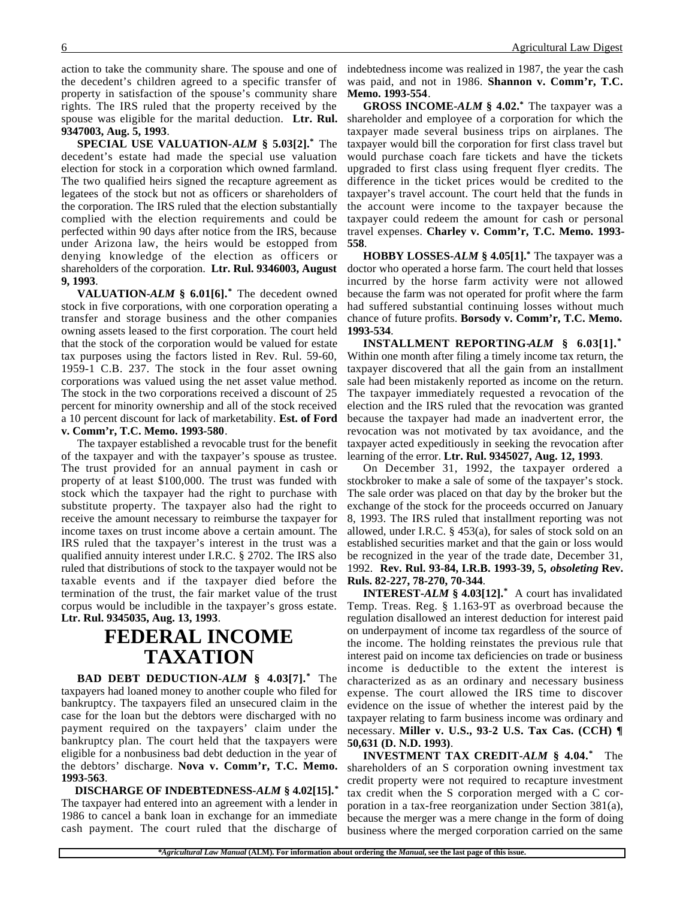action to take the community share. The spouse and one of the decedent's children agreed to a specific transfer of property in satisfaction of the spouse's community share rights. The IRS ruled that the property received by the spouse was eligible for the marital deduction. **Ltr. Rul. 9347003, Aug. 5, 1993**.

**SPECIAL USE VALUATION-*ALM* § 5.03[2].*** The decedent's estate had made the special use valuation election for stock in a corporation which owned farmland. The two qualified heirs signed the recapture agreement as legatees of the stock but not as officers or shareholders of the corporation. The IRS ruled that the election substantially complied with the election requirements and could be perfected within 90 days after notice from the IRS, because under Arizona law, the heirs would be estopped from denying knowledge of the election as officers or shareholders of the corporation. **Ltr. Rul. 9346003, August 9, 1993**.

**VALUATION-*ALM* § 6.01[6].*** The decedent owned stock in five corporations, with one corporation operating a transfer and storage business and the other companies owning assets leased to the first corporation. The court held that the stock of the corporation would be valued for estate tax purposes using the factors listed in Rev. Rul. 59-60, 1959-1 C.B. 237. The stock in the four asset owning corporations was valued using the net asset value method. The stock in the two corporations received a discount of 25 percent for minority ownership and all of the stock received a 10 percent discount for lack of marketability. **Est. of Ford v. Comm'r, T.C. Memo. 1993-580**.

The taxpayer established a revocable trust for the benefit of the taxpayer and with the taxpayer's spouse as trustee. The trust provided for an annual payment in cash or property of at least $100,000. The trust was funded with stock which the taxpayer had the right to purchase with substitute property. The taxpayer also had the right to receive the amount necessary to reimburse the taxpayer for income taxes on trust income above a certain amount. The IRS ruled that the taxpayer's interest in the trust was a qualified annuity interest under I.R.C. § 2702. The IRS also ruled that distributions of stock to the taxpayer would not be taxable events and if the taxpayer died before the termination of the trust, the fair market value of the trust corpus would be includible in the taxpayer's gross estate. **Ltr. Rul. 9345035, Aug. 13, 1993**.

# FEDERAL INCOME TAXATION

**BAD DEBT DEDUCTION-*ALM* § 4.03[7].*** The taxpayers had loaned money to another couple who filed for bankruptcy. The taxpayers filed an unsecured claim in the case for the loan but the debtors were discharged with no payment required on the taxpayers' claim under the bankruptcy plan. The court held that the taxpayers were eligible for a nonbusiness bad debt deduction in the year of the debtors' discharge. **Nova v. Comm'r, T.C. Memo. 1993-563**.

**DISCHARGE OF INDEBTEDNESS-*ALM* § 4.02[15].*** The taxpayer had entered into an agreement with a lender in 1986 to cancel a bank loan in exchange for an immediate cash payment. The court ruled that the discharge of indebtedness income was realized in 1987, the year the cash was paid, and not in 1986. **Shannon v. Comm'r, T.C. Memo. 1993-554**.

**GROSS INCOME-*ALM* § 4.02.*** The taxpayer was a shareholder and employee of a corporation for which the taxpayer made several business trips on airplanes. The taxpayer would bill the corporation for first class travel but would purchase coach fare tickets and have the tickets upgraded to first class using frequent flyer credits. The difference in the ticket prices would be credited to the taxpayer's travel account. The court held that the funds in the account were income to the taxpayer because the taxpayer could redeem the amount for cash or personal travel expenses. **Charley v. Comm'r, T.C. Memo. 1993-558**.

**HOBBY LOSSES-*ALM* § 4.05[1].*** The taxpayer was a doctor who operated a horse farm. The court held that losses incurred by the horse farm activity were not allowed because the farm was not operated for profit where the farm had suffered substantial continuing losses without much chance of future profits. **Borsody v. Comm'r, T.C. Memo. 1993-534**.

**INSTALLMENT REPORTING-*ALM* § 6.03[1].*** Within one month after filing a timely income tax return, the taxpayer discovered that all the gain from an installment sale had been mistakenly reported as income on the return. The taxpayer immediately requested a revocation of the election and the IRS ruled that the revocation was granted because the taxpayer had made an inadvertent error, the revocation was not motivated by tax avoidance, and the taxpayer acted expeditiously in seeking the revocation after learning of the error. **Ltr. Rul. 9345027, Aug. 12, 1993**.

On December 31, 1992, the taxpayer ordered a stockbroker to make a sale of some of the taxpayer's stock. The sale order was placed on that day by the broker but the exchange of the stock for the proceeds occurred on January 8, 1993. The IRS ruled that installment reporting was not allowed, under I.R.C. § 453(a), for sales of stock sold on an established securities market and that the gain or loss would be recognized in the year of the trade date, December 31, 1992. **Rev. Rul. 93-84, I.R.B. 1993-39, 5, *obsoleting* Rev. Ruls. 82-227, 78-270, 70-344**.

**INTEREST-*ALM* § 4.03[12].*** A court has invalidated Temp. Treas. Reg. § 1.163-9T as overbroad because the regulation disallowed an interest deduction for interest paid on underpayment of income tax regardless of the source of the income. The holding reinstates the previous rule that interest paid on income tax deficiencies on trade or business income is deductible to the extent the interest is characterized as as an ordinary and necessary business expense. The court allowed the IRS time to discover evidence on the issue of whether the interest paid by the taxpayer relating to farm business income was ordinary and necessary. **Miller v. U.S., 93-2 U.S. Tax Cas. (CCH) ¶ 50,631 (D. N.D. 1993)**.

**INVESTMENT TAX CREDIT-*ALM* § 4.04.*** The shareholders of an S corporation owning investment tax credit property were not required to recapture investment tax credit when the S corporation merged with a C corporation in a tax-free reorganization under Section 381(a), because the merger was a mere change in the form of doing business where the merged corporation carried on the same

**Agricultural Law Manual* (ALM). For information about ordering the *Manual*, see the last page of this issue.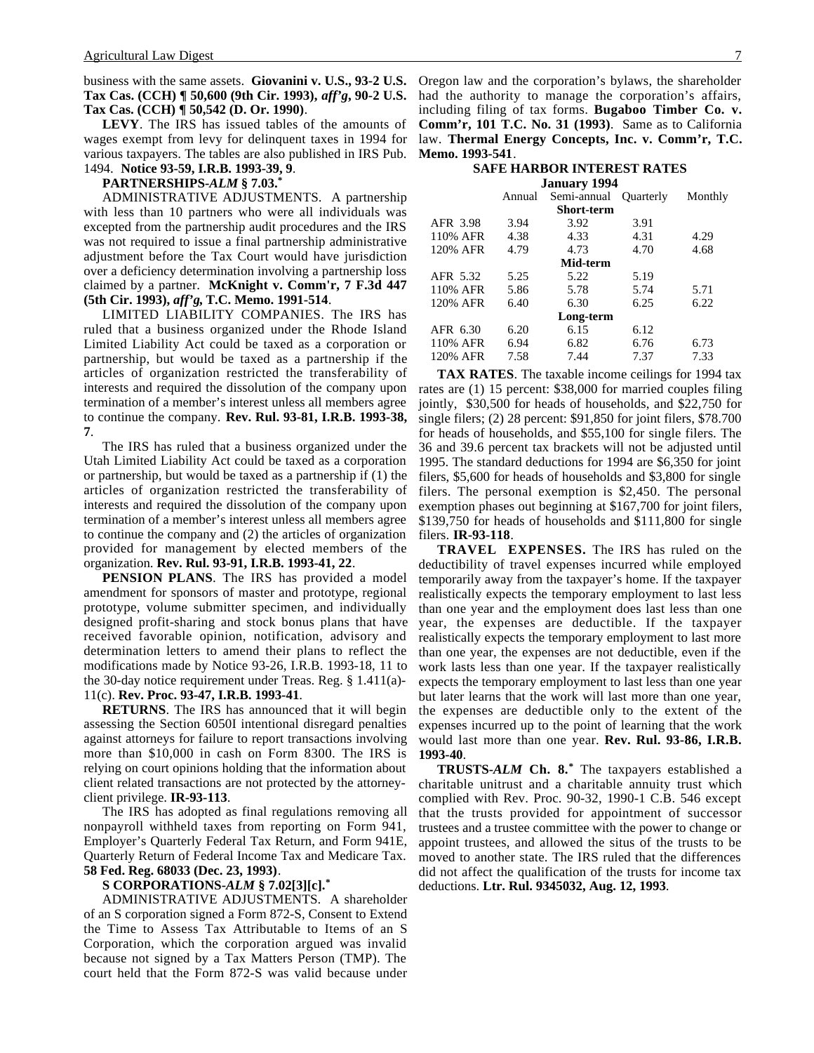business with the same assets. **Giovanini v. U.S., 93-2 U.S. Tax Cas. (CCH) ¶ 50,600 (9th Cir. 1993),** ***aff'g*****, 90-2 U.S. Tax Cas. (CCH) ¶ 50,542 (D. Or. 1990)**.

**LEVY**. The IRS has issued tables of the amounts of wages exempt from levy for delinquent taxes in 1994 for various taxpayers. The tables are also published in IRS Pub. 1494. **Notice 93-59, I.R.B. 1993-39, 9**.

**PARTNERSHIPS-*ALM* § 7.03.***

ADMINISTRATIVE ADJUSTMENTS. A partnership with less than 10 partners who were all individuals was excepted from the partnership audit procedures and the IRS was not required to issue a final partnership administrative adjustment before the Tax Court would have jurisdiction over a deficiency determination involving a partnership loss claimed by a partner. **McKnight v. Comm'r, 7 F.3d 447 (5th Cir. 1993),** ***aff'g*****, T.C. Memo. 1991-514**.

LIMITED LIABILITY COMPANIES. The IRS has ruled that a business organized under the Rhode Island Limited Liability Act could be taxed as a corporation or partnership, but would be taxed as a partnership if the articles of organization restricted the transferability of interests and required the dissolution of the company upon termination of a member's interest unless all members agree to continue the company. **Rev. Rul. 93-81, I.R.B. 1993-38, 7**.

The IRS has ruled that a business organized under the Utah Limited Liability Act could be taxed as a corporation or partnership, but would be taxed as a partnership if (1) the articles of organization restricted the transferability of interests and required the dissolution of the company upon termination of a member's interest unless all members agree to continue the company and (2) the articles of organization provided for management by elected members of the organization. **Rev. Rul. 93-91, I.R.B. 1993-41, 22**.

**PENSION PLANS**. The IRS has provided a model amendment for sponsors of master and prototype, regional prototype, volume submitter specimen, and individually designed profit-sharing and stock bonus plans that have received favorable opinion, notification, advisory and determination letters to amend their plans to reflect the modifications made by Notice 93-26, I.R.B. 1993-18, 11 to the 30-day notice requirement under Treas. Reg. § 1.411(a)-11(c). **Rev. Proc. 93-47, I.R.B. 1993-41**.

**RETURNS**. The IRS has announced that it will begin assessing the Section 6050I intentional disregard penalties against attorneys for failure to report transactions involving more than $10,000 in cash on Form 8300. The IRS is relying on court opinions holding that the information about client related transactions are not protected by the attorney-client privilege. **IR-93-113**.

The IRS has adopted as final regulations removing all nonpayroll withheld taxes from reporting on Form 941, Employer's Quarterly Federal Tax Return, and Form 941E, Quarterly Return of Federal Income Tax and Medicare Tax. **58 Fed. Reg. 68033 (Dec. 23, 1993)**.

**S CORPORATIONS-*ALM* § 7.02[3][c].***

ADMINISTRATIVE ADJUSTMENTS. A shareholder of an S corporation signed a Form 872-S, Consent to Extend the Time to Assess Tax Attributable to Items of an S Corporation, which the corporation argued was invalid because not signed by a Tax Matters Person (TMP). The court held that the Form 872-S was valid because under Oregon law and the corporation's bylaws, the shareholder had the authority to manage the corporation's affairs, including filing of tax forms. **Bugaboo Timber Co. v. Comm'r, 101 T.C. No. 31 (1993)**. Same as to California law. **Thermal Energy Concepts, Inc. v. Comm'r, T.C. Memo. 1993-541**.

**SAFE HARBOR INTEREST RATES**
**January 1994**

| | Annual | Semi-annual | Quarterly | Monthly |
|---|---|---|---|---|
| | | **Short-term** | | |
| AFR 3.98 | 3.94 | 3.92 | 3.91 | |
| 110% AFR | 4.38 | 4.33 | 4.31 | 4.29 |
| 120% AFR | 4.79 | 4.73 | 4.70 | 4.68 |
| | | **Mid-term** | | |
| AFR 5.32 | 5.25 | 5.22 | 5.19 | |
| 110% AFR | 5.86 | 5.78 | 5.74 | 5.71 |
| 120% AFR | 6.40 | 6.30 | 6.25 | 6.22 |
| | | **Long-term** | | |
| AFR 6.30 | 6.20 | 6.15 | 6.12 | |
| 110% AFR | 6.94 | 6.82 | 6.76 | 6.73 |
| 120% AFR | 7.58 | 7.44 | 7.37 | 7.33 |

**TAX RATES**. The taxable income ceilings for 1994 tax rates are (1) 15 percent: $38,000 for married couples filing jointly, $30,500 for heads of households, and $22,750 for single filers; (2) 28 percent: $91,850 for joint filers, $78.700 for heads of households, and $55,100 for single filers. The 36 and 39.6 percent tax brackets will not be adjusted until 1995. The standard deductions for 1994 are $6,350 for joint filers, $5,600 for heads of households and $3,800 for single filers. The personal exemption is $2,450. The personal exemption phases out beginning at $167,700 for joint filers, $139,750 for heads of households and $111,800 for single filers. **IR-93-118**.

**TRAVEL EXPENSES.** The IRS has ruled on the deductibility of travel expenses incurred while employed temporarily away from the taxpayer's home. If the taxpayer realistically expects the temporary employment to last less than one year and the employment does last less than one year, the expenses are deductible. If the taxpayer realistically expects the temporary employment to last more than one year, the expenses are not deductible, even if the work lasts less than one year. If the taxpayer realistically expects the temporary employment to last less than one year but later learns that the work will last more than one year, the expenses are deductible only to the extent of the expenses incurred up to the point of learning that the work would last more than one year. **Rev. Rul. 93-86, I.R.B. 1993-40**.

**TRUSTS-*ALM* Ch. 8.*** The taxpayers established a charitable unitrust and a charitable annuity trust which complied with Rev. Proc. 90-32, 1990-1 C.B. 546 except that the trusts provided for appointment of successor trustees and a trustee committee with the power to change or appoint trustees, and allowed the situs of the trusts to be moved to another state. The IRS ruled that the differences did not affect the qualification of the trusts for income tax deductions. **Ltr. Rul. 9345032, Aug. 12, 1993**.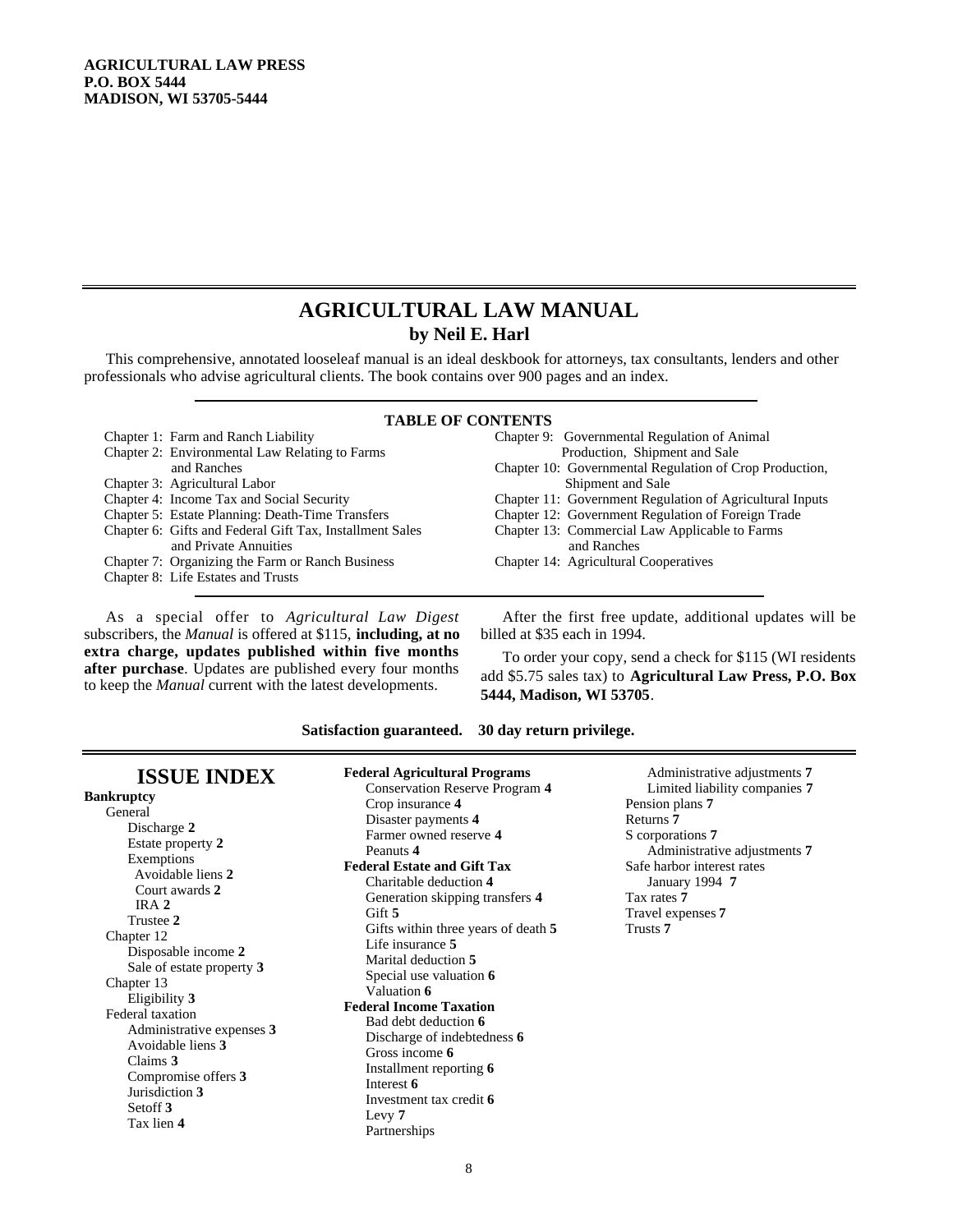**AGRICULTURAL LAW PRESS**
**P.O. BOX 5444**
**MADISON, WI 53705-5444**

# AGRICULTURAL LAW MANUAL

## by Neil E. Harl

This comprehensive, annotated looseleaf manual is an ideal deskbook for attorneys, tax consultants, lenders and other professionals who advise agricultural clients. The book contains over 900 pages and an index.

### TABLE OF CONTENTS

- Chapter 1: Farm and Ranch Liability
- Chapter 2: Environmental Law Relating to Farms and Ranches
- Chapter 3: Agricultural Labor
- Chapter 4: Income Tax and Social Security
- Chapter 5: Estate Planning: Death-Time Transfers
- Chapter 6: Gifts and Federal Gift Tax, Installment Sales and Private Annuities
- Chapter 7: Organizing the Farm or Ranch Business
- Chapter 8: Life Estates and Trusts
- Chapter 9: Governmental Regulation of Animal Production, Shipment and Sale
- Chapter 10: Governmental Regulation of Crop Production, Shipment and Sale
- Chapter 11: Government Regulation of Agricultural Inputs
- Chapter 12: Government Regulation of Foreign Trade
- Chapter 13: Commercial Law Applicable to Farms and Ranches
- Chapter 14: Agricultural Cooperatives

As a special offer to *Agricultural Law Digest* subscribers, the *Manual* is offered at $115, **including, at no extra charge, updates published within five months after purchase**. Updates are published every four months to keep the *Manual* current with the latest developments.

After the first free update, additional updates will be billed at $35 each in 1994.

To order your copy, send a check for $115 (WI residents add $5.75 sales tax) to **Agricultural Law Press, P.O. Box 5444, Madison, WI 53705**.

**Satisfaction guaranteed. 30 day return privilege.**

# ISSUE INDEX

**Bankruptcy**
- General
  - Discharge **2**
  - Estate property **2**
  - Exemptions
    - Avoidable liens **2**
    - Court awards **2**
    - IRA **2**
  - Trustee **2**
- Chapter 12
  - Disposable income **2**
  - Sale of estate property **3**
- Chapter 13
  - Eligibility **3**
- Federal taxation
  - Administrative expenses **3**
  - Avoidable liens **3**
  - Claims **3**
  - Compromise offers **3**
  - Jurisdiction **3**
  - Setoff **3**
  - Tax lien **4**

**Federal Agricultural Programs**
- Conservation Reserve Program **4**
- Crop insurance **4**
- Disaster payments **4**
- Farmer owned reserve **4**
- Peanuts **4**

**Federal Estate and Gift Tax**
- Charitable deduction **4**
- Generation skipping transfers **4**
- Gift **5**
- Gifts within three years of death **5**
- Life insurance **5**
- Marital deduction **5**
- Special use valuation **6**
- Valuation **6**

**Federal Income Taxation**
- Bad debt deduction **6**
- Discharge of indebtedness **6**
- Gross income **6**
- Installment reporting **6**
- Interest **6**
- Investment tax credit **6**
- Levy **7**
- Partnerships
  - Administrative adjustments **7**
  - Limited liability companies **7**
- Pension plans **7**
- Returns **7**
- S corporations **7**
  - Administrative adjustments **7**
- Safe harbor interest rates
  - January 1994 **7**
- Tax rates **7**
- Travel expenses **7**
- Trusts **7**